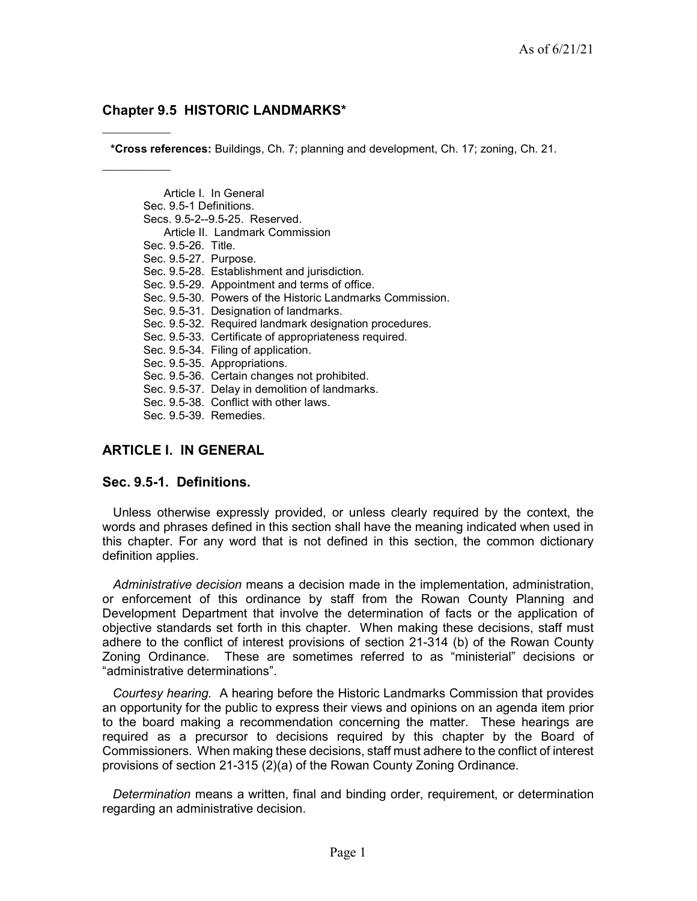## Chapter 9.5 HISTORIC LANDMARKS*

**\*Cross references:** Buildings, Ch. 7; planning and development, Ch. 17; zoning, Ch. 21.

Article I. In General

Sec. 9.5-1 Definitions.

Secs. 9.5-2--9.5-25. Reserved.

Article II. Landmark Commission

Sec. 9.5-26. Title.

Sec. 9.5-27. Purpose.

Sec. 9.5-28. Establishment and jurisdiction.

Sec. 9.5-29. Appointment and terms of office.

Sec. 9.5-30. Powers of the Historic Landmarks Commission.

Sec. 9.5-31. Designation of landmarks.

Sec. 9.5-32. Required landmark designation procedures.

Sec. 9.5-33. Certificate of appropriateness required.

Sec. 9.5-34. Filing of application.

Sec. 9.5-35. Appropriations.

Sec. 9.5-36. Certain changes not prohibited.

Sec. 9.5-37. Delay in demolition of landmarks.

Sec. 9.5-38. Conflict with other laws.

Sec. 9.5-39. Remedies.

## ARTICLE I. IN GENERAL

### Sec. 9.5-1. Definitions.

Unless otherwise expressly provided, or unless clearly required by the context, the words and phrases defined in this section shall have the meaning indicated when used in this chapter. For any word that is not defined in this section, the common dictionary definition applies.

*Administrative decision* means a decision made in the implementation, administration, or enforcement of this ordinance by staff from the Rowan County Planning and Development Department that involve the determination of facts or the application of objective standards set forth in this chapter. When making these decisions, staff must adhere to the conflict of interest provisions of section 21-314 (b) of the Rowan County Zoning Ordinance. These are sometimes referred to as "ministerial" decisions or "administrative determinations".

*Courtesy hearing.* A hearing before the Historic Landmarks Commission that provides an opportunity for the public to express their views and opinions on an agenda item prior to the board making a recommendation concerning the matter. These hearings are required as a precursor to decisions required by this chapter by the Board of Commissioners. When making these decisions, staff must adhere to the conflict of interest provisions of section 21-315 (2)(a) of the Rowan County Zoning Ordinance.

*Determination* means a written, final and binding order, requirement, or determination regarding an administrative decision.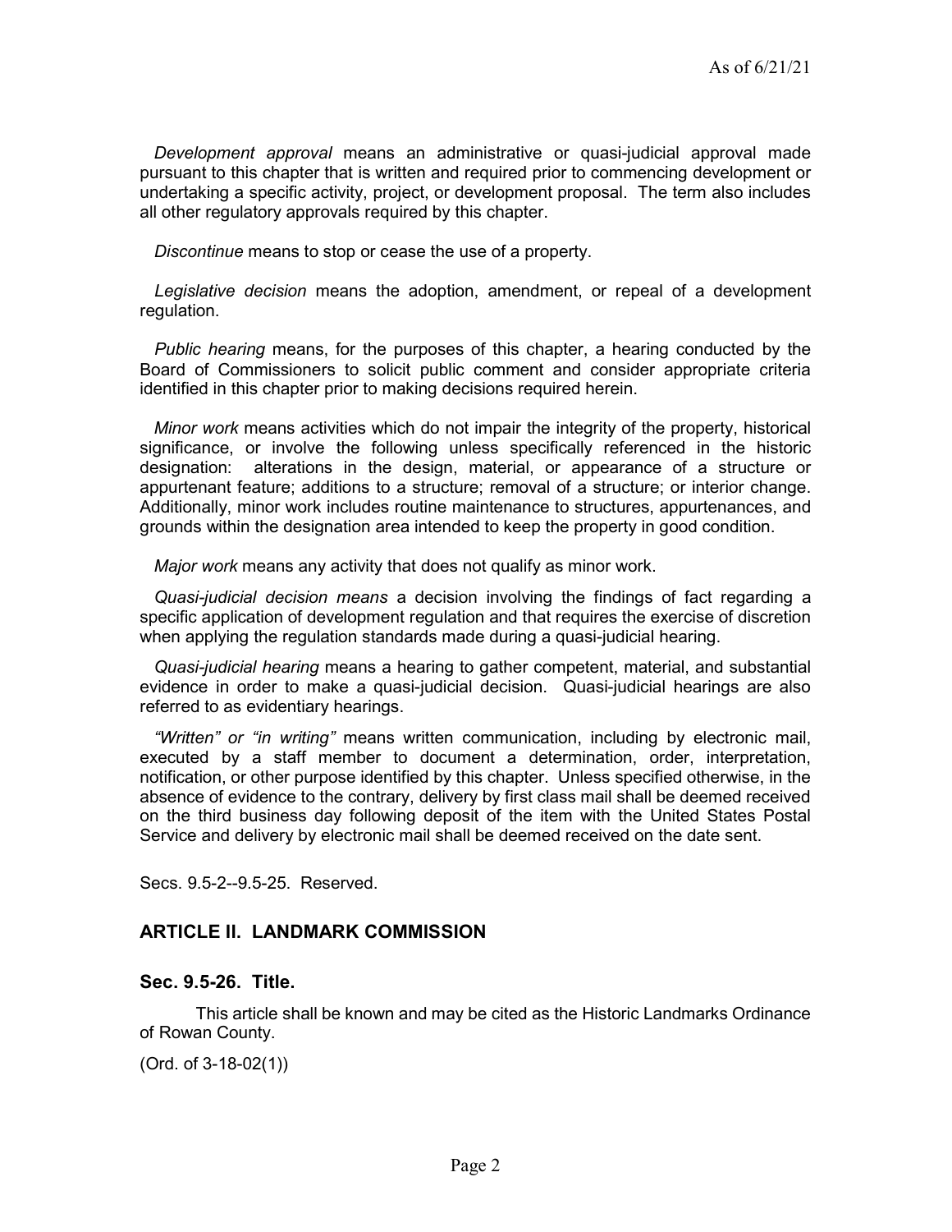*Development approval* means an administrative or quasi-judicial approval made pursuant to this chapter that is written and required prior to commencing development or undertaking a specific activity, project, or development proposal. The term also includes all other regulatory approvals required by this chapter.

*Discontinue* means to stop or cease the use of a property.

*Legislative decision* means the adoption, amendment, or repeal of a development regulation.

*Public hearing* means, for the purposes of this chapter, a hearing conducted by the Board of Commissioners to solicit public comment and consider appropriate criteria identified in this chapter prior to making decisions required herein.

*Minor work* means activities which do not impair the integrity of the property, historical significance, or involve the following unless specifically referenced in the historic designation: alterations in the design, material, or appearance of a structure or appurtenant feature; additions to a structure; removal of a structure; or interior change. Additionally, minor work includes routine maintenance to structures, appurtenances, and grounds within the designation area intended to keep the property in good condition.

*Major work* means any activity that does not qualify as minor work.

*Quasi-judicial decision means* a decision involving the findings of fact regarding a specific application of development regulation and that requires the exercise of discretion when applying the regulation standards made during a quasi-judicial hearing.

*Quasi-judicial hearing* means a hearing to gather competent, material, and substantial evidence in order to make a quasi-judicial decision. Quasi-judicial hearings are also referred to as evidentiary hearings.

*"Written" or "in writing"* means written communication, including by electronic mail, executed by a staff member to document a determination, order, interpretation, notification, or other purpose identified by this chapter. Unless specified otherwise, in the absence of evidence to the contrary, delivery by first class mail shall be deemed received on the third business day following deposit of the item with the United States Postal Service and delivery by electronic mail shall be deemed received on the date sent.

Secs. 9.5-2--9.5-25. Reserved.

## ARTICLE II. LANDMARK COMMISSION

### Sec. 9.5-26. Title.

This article shall be known and may be cited as the Historic Landmarks Ordinance of Rowan County.

(Ord. of 3-18-02(1))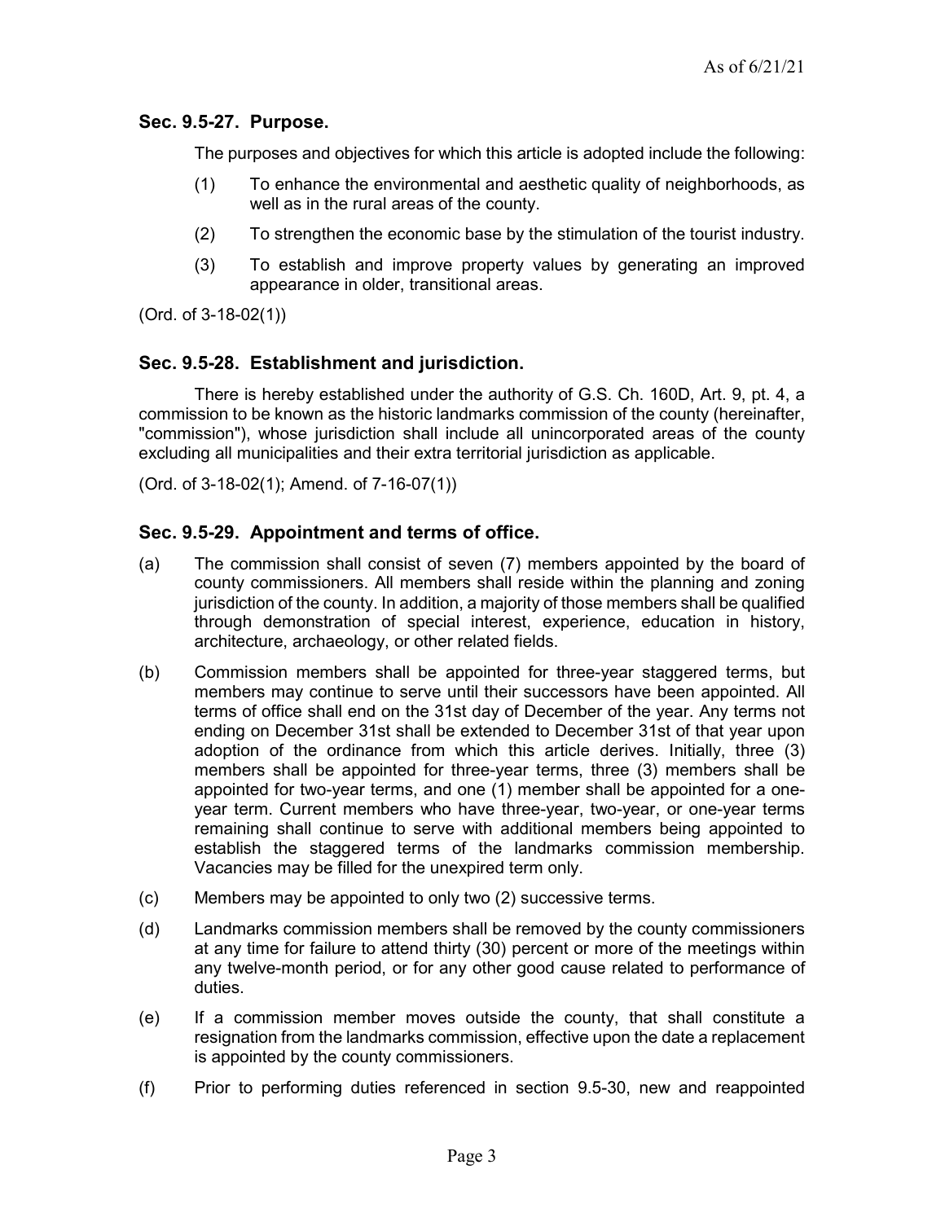### Sec. 9.5-27. Purpose.

The purposes and objectives for which this article is adopted include the following:

(1) To enhance the environmental and aesthetic quality of neighborhoods, as well as in the rural areas of the county.

(2) To strengthen the economic base by the stimulation of the tourist industry.

(3) To establish and improve property values by generating an improved appearance in older, transitional areas.

(Ord. of 3-18-02(1))

### Sec. 9.5-28. Establishment and jurisdiction.

There is hereby established under the authority of G.S. Ch. 160D, Art. 9, pt. 4, a commission to be known as the historic landmarks commission of the county (hereinafter, "commission"), whose jurisdiction shall include all unincorporated areas of the county excluding all municipalities and their extra territorial jurisdiction as applicable.

(Ord. of 3-18-02(1); Amend. of 7-16-07(1))

### Sec. 9.5-29. Appointment and terms of office.

(a) The commission shall consist of seven (7) members appointed by the board of county commissioners. All members shall reside within the planning and zoning jurisdiction of the county. In addition, a majority of those members shall be qualified through demonstration of special interest, experience, education in history, architecture, archaeology, or other related fields.

(b) Commission members shall be appointed for three-year staggered terms, but members may continue to serve until their successors have been appointed. All terms of office shall end on the 31st day of December of the year. Any terms not ending on December 31st shall be extended to December 31st of that year upon adoption of the ordinance from which this article derives. Initially, three (3) members shall be appointed for three-year terms, three (3) members shall be appointed for two-year terms, and one (1) member shall be appointed for a one-year term. Current members who have three-year, two-year, or one-year terms remaining shall continue to serve with additional members being appointed to establish the staggered terms of the landmarks commission membership. Vacancies may be filled for the unexpired term only.

(c) Members may be appointed to only two (2) successive terms.

(d) Landmarks commission members shall be removed by the county commissioners at any time for failure to attend thirty (30) percent or more of the meetings within any twelve-month period, or for any other good cause related to performance of duties.

(e) If a commission member moves outside the county, that shall constitute a resignation from the landmarks commission, effective upon the date a replacement is appointed by the county commissioners.

(f) Prior to performing duties referenced in section 9.5-30, new and reappointed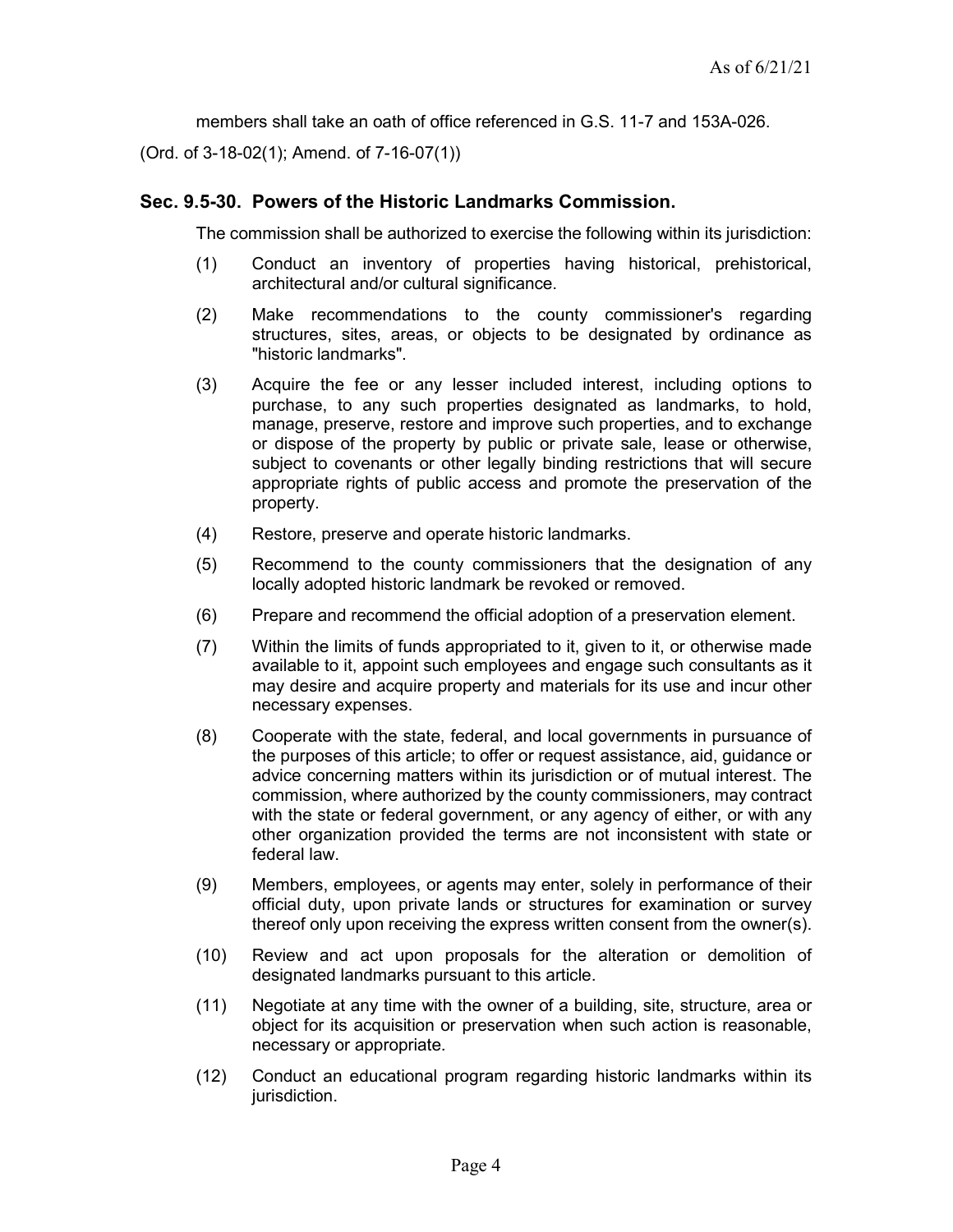members shall take an oath of office referenced in G.S. 11-7 and 153A-026.

(Ord. of 3-18-02(1); Amend. of 7-16-07(1))

## Sec. 9.5-30. Powers of the Historic Landmarks Commission.

The commission shall be authorized to exercise the following within its jurisdiction:

(1) Conduct an inventory of properties having historical, prehistorical, architectural and/or cultural significance.

(2) Make recommendations to the county commissioner's regarding structures, sites, areas, or objects to be designated by ordinance as "historic landmarks".

(3) Acquire the fee or any lesser included interest, including options to purchase, to any such properties designated as landmarks, to hold, manage, preserve, restore and improve such properties, and to exchange or dispose of the property by public or private sale, lease or otherwise, subject to covenants or other legally binding restrictions that will secure appropriate rights of public access and promote the preservation of the property.

(4) Restore, preserve and operate historic landmarks.

(5) Recommend to the county commissioners that the designation of any locally adopted historic landmark be revoked or removed.

(6) Prepare and recommend the official adoption of a preservation element.

(7) Within the limits of funds appropriated to it, given to it, or otherwise made available to it, appoint such employees and engage such consultants as it may desire and acquire property and materials for its use and incur other necessary expenses.

(8) Cooperate with the state, federal, and local governments in pursuance of the purposes of this article; to offer or request assistance, aid, guidance or advice concerning matters within its jurisdiction or of mutual interest. The commission, where authorized by the county commissioners, may contract with the state or federal government, or any agency of either, or with any other organization provided the terms are not inconsistent with state or federal law.

(9) Members, employees, or agents may enter, solely in performance of their official duty, upon private lands or structures for examination or survey thereof only upon receiving the express written consent from the owner(s).

(10) Review and act upon proposals for the alteration or demolition of designated landmarks pursuant to this article.

(11) Negotiate at any time with the owner of a building, site, structure, area or object for its acquisition or preservation when such action is reasonable, necessary or appropriate.

(12) Conduct an educational program regarding historic landmarks within its jurisdiction.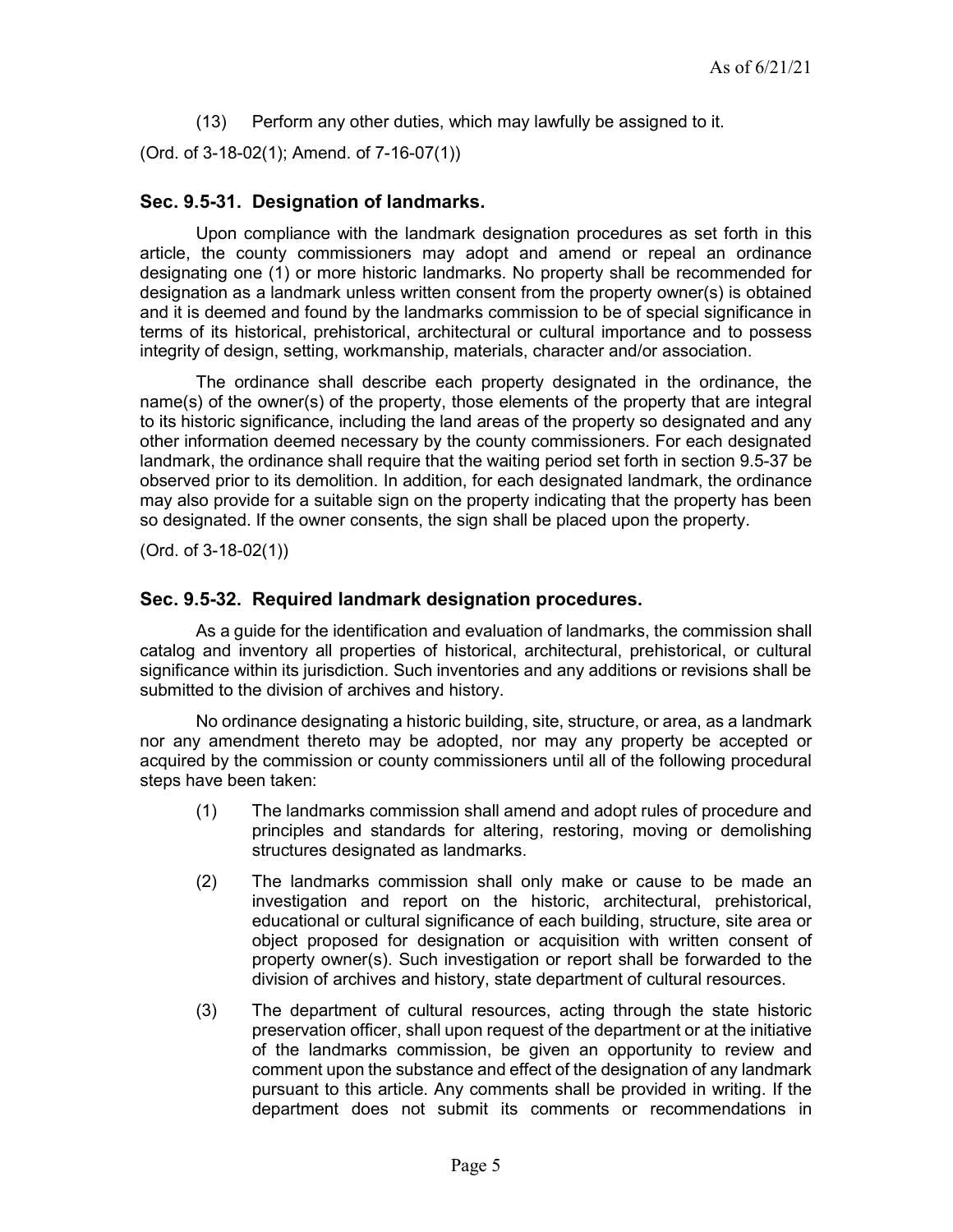(13) Perform any other duties, which may lawfully be assigned to it.

(Ord. of 3-18-02(1); Amend. of 7-16-07(1))

### Sec. 9.5-31. Designation of landmarks.

Upon compliance with the landmark designation procedures as set forth in this article, the county commissioners may adopt and amend or repeal an ordinance designating one (1) or more historic landmarks. No property shall be recommended for designation as a landmark unless written consent from the property owner(s) is obtained and it is deemed and found by the landmarks commission to be of special significance in terms of its historical, prehistorical, architectural or cultural importance and to possess integrity of design, setting, workmanship, materials, character and/or association.

The ordinance shall describe each property designated in the ordinance, the name(s) of the owner(s) of the property, those elements of the property that are integral to its historic significance, including the land areas of the property so designated and any other information deemed necessary by the county commissioners. For each designated landmark, the ordinance shall require that the waiting period set forth in section 9.5-37 be observed prior to its demolition. In addition, for each designated landmark, the ordinance may also provide for a suitable sign on the property indicating that the property has been so designated. If the owner consents, the sign shall be placed upon the property.

(Ord. of 3-18-02(1))

### Sec. 9.5-32. Required landmark designation procedures.

As a guide for the identification and evaluation of landmarks, the commission shall catalog and inventory all properties of historical, architectural, prehistorical, or cultural significance within its jurisdiction. Such inventories and any additions or revisions shall be submitted to the division of archives and history.

No ordinance designating a historic building, site, structure, or area, as a landmark nor any amendment thereto may be adopted, nor may any property be accepted or acquired by the commission or county commissioners until all of the following procedural steps have been taken:

(1) The landmarks commission shall amend and adopt rules of procedure and principles and standards for altering, restoring, moving or demolishing structures designated as landmarks.

(2) The landmarks commission shall only make or cause to be made an investigation and report on the historic, architectural, prehistorical, educational or cultural significance of each building, structure, site area or object proposed for designation or acquisition with written consent of property owner(s). Such investigation or report shall be forwarded to the division of archives and history, state department of cultural resources.

(3) The department of cultural resources, acting through the state historic preservation officer, shall upon request of the department or at the initiative of the landmarks commission, be given an opportunity to review and comment upon the substance and effect of the designation of any landmark pursuant to this article. Any comments shall be provided in writing. If the department does not submit its comments or recommendations in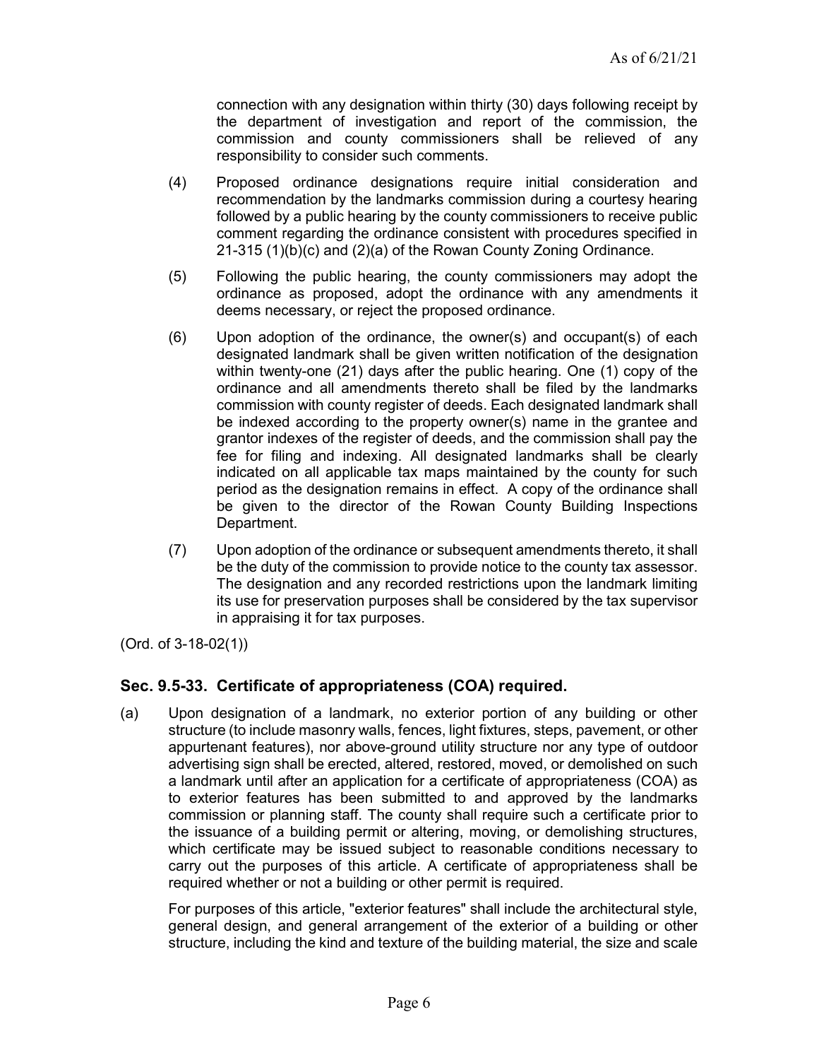connection with any designation within thirty (30) days following receipt by the department of investigation and report of the commission, the commission and county commissioners shall be relieved of any responsibility to consider such comments.

(4) Proposed ordinance designations require initial consideration and recommendation by the landmarks commission during a courtesy hearing followed by a public hearing by the county commissioners to receive public comment regarding the ordinance consistent with procedures specified in 21-315 (1)(b)(c) and (2)(a) of the Rowan County Zoning Ordinance.

(5) Following the public hearing, the county commissioners may adopt the ordinance as proposed, adopt the ordinance with any amendments it deems necessary, or reject the proposed ordinance.

(6) Upon adoption of the ordinance, the owner(s) and occupant(s) of each designated landmark shall be given written notification of the designation within twenty-one (21) days after the public hearing. One (1) copy of the ordinance and all amendments thereto shall be filed by the landmarks commission with county register of deeds. Each designated landmark shall be indexed according to the property owner(s) name in the grantee and grantor indexes of the register of deeds, and the commission shall pay the fee for filing and indexing. All designated landmarks shall be clearly indicated on all applicable tax maps maintained by the county for such period as the designation remains in effect. A copy of the ordinance shall be given to the director of the Rowan County Building Inspections Department.

(7) Upon adoption of the ordinance or subsequent amendments thereto, it shall be the duty of the commission to provide notice to the county tax assessor. The designation and any recorded restrictions upon the landmark limiting its use for preservation purposes shall be considered by the tax supervisor in appraising it for tax purposes.

(Ord. of 3-18-02(1))

## Sec. 9.5-33. Certificate of appropriateness (COA) required.

(a) Upon designation of a landmark, no exterior portion of any building or other structure (to include masonry walls, fences, light fixtures, steps, pavement, or other appurtenant features), nor above-ground utility structure nor any type of outdoor advertising sign shall be erected, altered, restored, moved, or demolished on such a landmark until after an application for a certificate of appropriateness (COA) as to exterior features has been submitted to and approved by the landmarks commission or planning staff. The county shall require such a certificate prior to the issuance of a building permit or altering, moving, or demolishing structures, which certificate may be issued subject to reasonable conditions necessary to carry out the purposes of this article. A certificate of appropriateness shall be required whether or not a building or other permit is required.

For purposes of this article, "exterior features" shall include the architectural style, general design, and general arrangement of the exterior of a building or other structure, including the kind and texture of the building material, the size and scale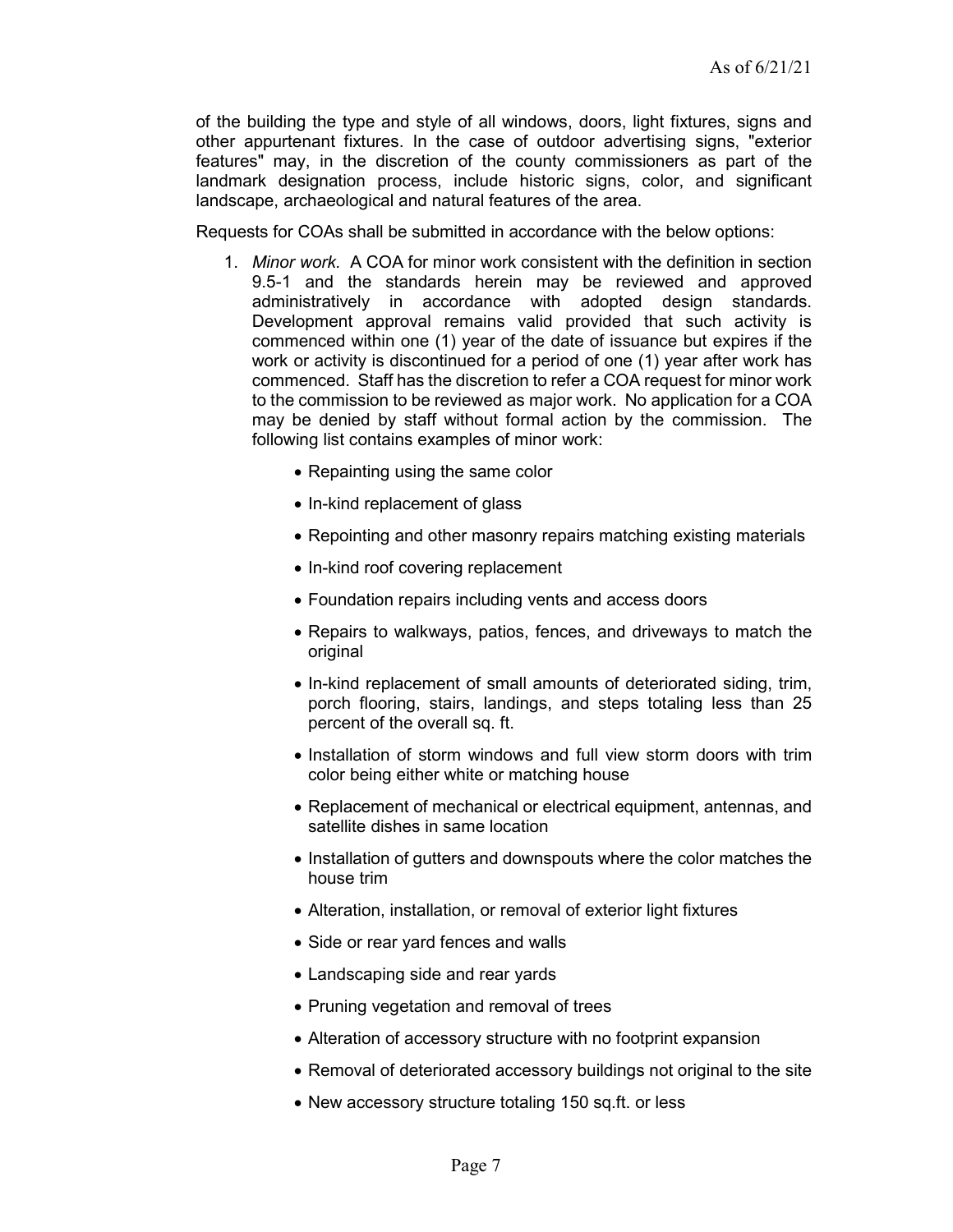of the building the type and style of all windows, doors, light fixtures, signs and other appurtenant fixtures. In the case of outdoor advertising signs, "exterior features" may, in the discretion of the county commissioners as part of the landmark designation process, include historic signs, color, and significant landscape, archaeological and natural features of the area.

Requests for COAs shall be submitted in accordance with the below options:

1. *Minor work.* A COA for minor work consistent with the definition in section 9.5-1 and the standards herein may be reviewed and approved administratively in accordance with adopted design standards. Development approval remains valid provided that such activity is commenced within one (1) year of the date of issuance but expires if the work or activity is discontinued for a period of one (1) year after work has commenced. Staff has the discretion to refer a COA request for minor work to the commission to be reviewed as major work. No application for a COA may be denied by staff without formal action by the commission. The following list contains examples of minor work:

    - Repainting using the same color
    - In-kind replacement of glass
    - Repointing and other masonry repairs matching existing materials
    - In-kind roof covering replacement
    - Foundation repairs including vents and access doors
    - Repairs to walkways, patios, fences, and driveways to match the original
    - In-kind replacement of small amounts of deteriorated siding, trim, porch flooring, stairs, landings, and steps totaling less than 25 percent of the overall sq. ft.
    - Installation of storm windows and full view storm doors with trim color being either white or matching house
    - Replacement of mechanical or electrical equipment, antennas, and satellite dishes in same location
    - Installation of gutters and downspouts where the color matches the house trim
    - Alteration, installation, or removal of exterior light fixtures
    - Side or rear yard fences and walls
    - Landscaping side and rear yards
    - Pruning vegetation and removal of trees
    - Alteration of accessory structure with no footprint expansion
    - Removal of deteriorated accessory buildings not original to the site
    - New accessory structure totaling 150 sq.ft. or less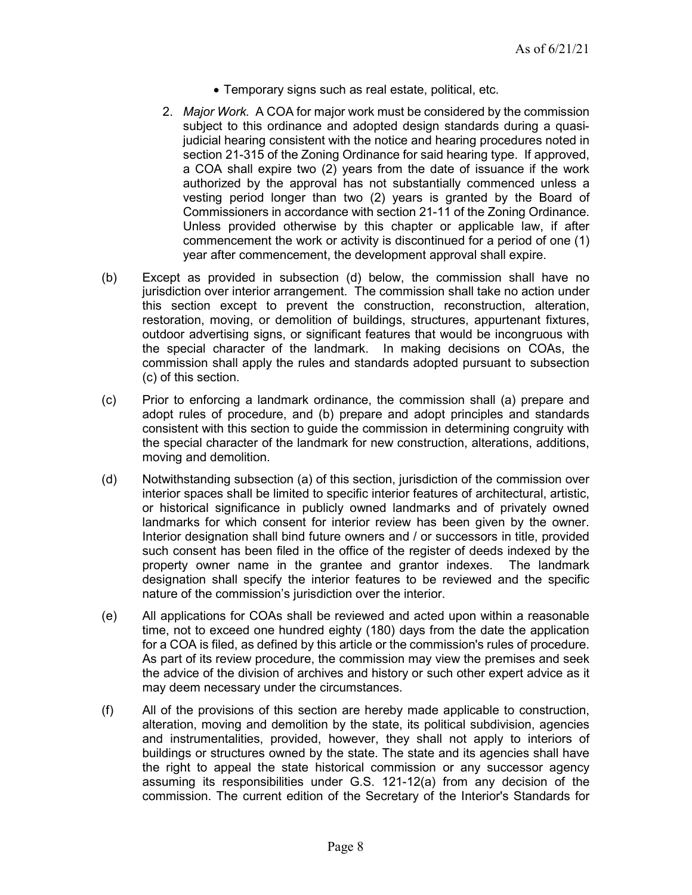- Temporary signs such as real estate, political, etc.

2. *Major Work.* A COA for major work must be considered by the commission subject to this ordinance and adopted design standards during a quasi-judicial hearing consistent with the notice and hearing procedures noted in section 21-315 of the Zoning Ordinance for said hearing type. If approved, a COA shall expire two (2) years from the date of issuance if the work authorized by the approval has not substantially commenced unless a vesting period longer than two (2) years is granted by the Board of Commissioners in accordance with section 21-11 of the Zoning Ordinance. Unless provided otherwise by this chapter or applicable law, if after commencement the work or activity is discontinued for a period of one (1) year after commencement, the development approval shall expire.

(b) Except as provided in subsection (d) below, the commission shall have no jurisdiction over interior arrangement. The commission shall take no action under this section except to prevent the construction, reconstruction, alteration, restoration, moving, or demolition of buildings, structures, appurtenant fixtures, outdoor advertising signs, or significant features that would be incongruous with the special character of the landmark. In making decisions on COAs, the commission shall apply the rules and standards adopted pursuant to subsection (c) of this section.

(c) Prior to enforcing a landmark ordinance, the commission shall (a) prepare and adopt rules of procedure, and (b) prepare and adopt principles and standards consistent with this section to guide the commission in determining congruity with the special character of the landmark for new construction, alterations, additions, moving and demolition.

(d) Notwithstanding subsection (a) of this section, jurisdiction of the commission over interior spaces shall be limited to specific interior features of architectural, artistic, or historical significance in publicly owned landmarks and of privately owned landmarks for which consent for interior review has been given by the owner. Interior designation shall bind future owners and / or successors in title, provided such consent has been filed in the office of the register of deeds indexed by the property owner name in the grantee and grantor indexes. The landmark designation shall specify the interior features to be reviewed and the specific nature of the commission's jurisdiction over the interior.

(e) All applications for COAs shall be reviewed and acted upon within a reasonable time, not to exceed one hundred eighty (180) days from the date the application for a COA is filed, as defined by this article or the commission's rules of procedure. As part of its review procedure, the commission may view the premises and seek the advice of the division of archives and history or such other expert advice as it may deem necessary under the circumstances.

(f) All of the provisions of this section are hereby made applicable to construction, alteration, moving and demolition by the state, its political subdivision, agencies and instrumentalities, provided, however, they shall not apply to interiors of buildings or structures owned by the state. The state and its agencies shall have the right to appeal the state historical commission or any successor agency assuming its responsibilities under G.S. 121-12(a) from any decision of the commission. The current edition of the Secretary of the Interior's Standards for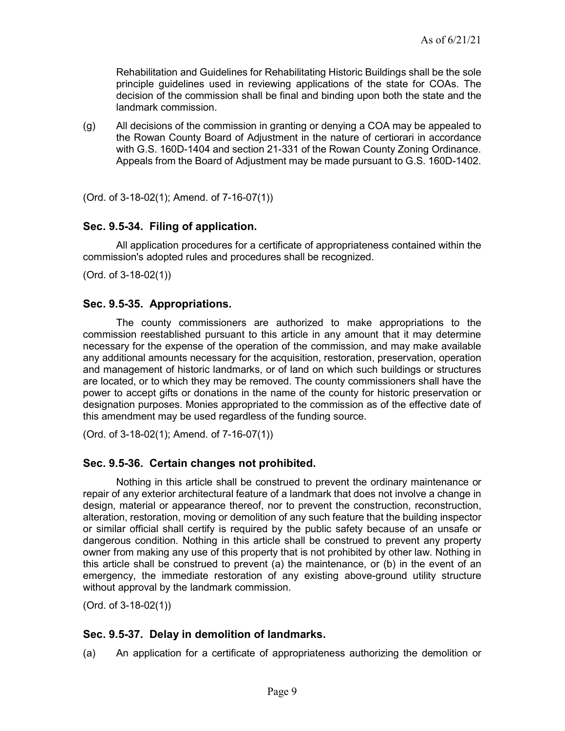Rehabilitation and Guidelines for Rehabilitating Historic Buildings shall be the sole principle guidelines used in reviewing applications of the state for COAs. The decision of the commission shall be final and binding upon both the state and the landmark commission.

(g) All decisions of the commission in granting or denying a COA may be appealed to the Rowan County Board of Adjustment in the nature of certiorari in accordance with G.S. 160D-1404 and section 21-331 of the Rowan County Zoning Ordinance. Appeals from the Board of Adjustment may be made pursuant to G.S. 160D-1402.

(Ord. of 3-18-02(1); Amend. of 7-16-07(1))

### Sec. 9.5-34. Filing of application.

All application procedures for a certificate of appropriateness contained within the commission's adopted rules and procedures shall be recognized.

(Ord. of 3-18-02(1))

### Sec. 9.5-35. Appropriations.

The county commissioners are authorized to make appropriations to the commission reestablished pursuant to this article in any amount that it may determine necessary for the expense of the operation of the commission, and may make available any additional amounts necessary for the acquisition, restoration, preservation, operation and management of historic landmarks, or of land on which such buildings or structures are located, or to which they may be removed. The county commissioners shall have the power to accept gifts or donations in the name of the county for historic preservation or designation purposes. Monies appropriated to the commission as of the effective date of this amendment may be used regardless of the funding source.

(Ord. of 3-18-02(1); Amend. of 7-16-07(1))

### Sec. 9.5-36. Certain changes not prohibited.

Nothing in this article shall be construed to prevent the ordinary maintenance or repair of any exterior architectural feature of a landmark that does not involve a change in design, material or appearance thereof, nor to prevent the construction, reconstruction, alteration, restoration, moving or demolition of any such feature that the building inspector or similar official shall certify is required by the public safety because of an unsafe or dangerous condition. Nothing in this article shall be construed to prevent any property owner from making any use of this property that is not prohibited by other law. Nothing in this article shall be construed to prevent (a) the maintenance, or (b) in the event of an emergency, the immediate restoration of any existing above-ground utility structure without approval by the landmark commission.

(Ord. of 3-18-02(1))

### Sec. 9.5-37. Delay in demolition of landmarks.

(a) An application for a certificate of appropriateness authorizing the demolition or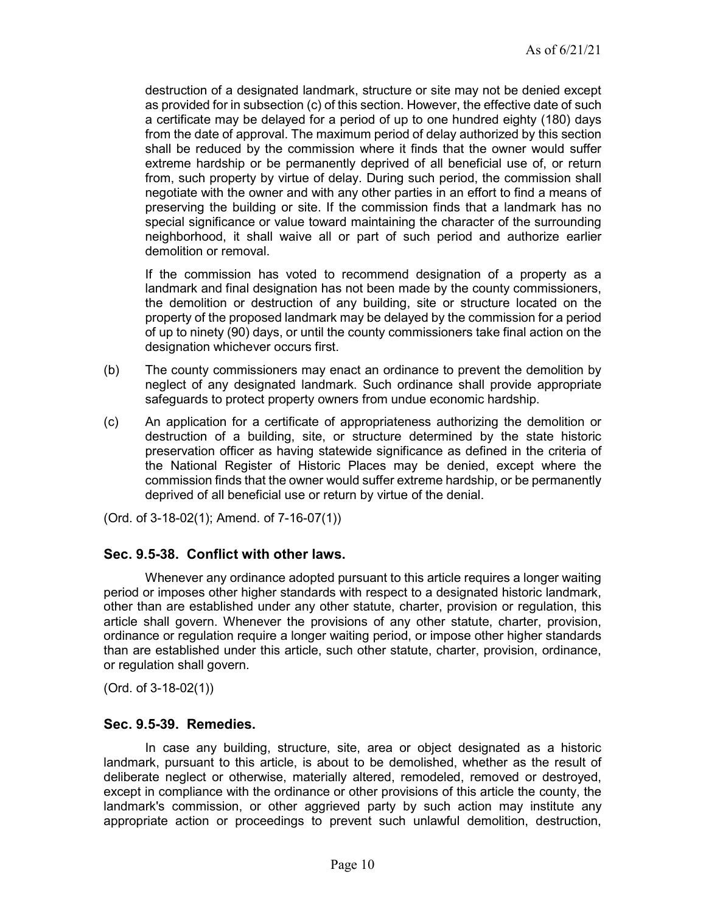destruction of a designated landmark, structure or site may not be denied except as provided for in subsection (c) of this section. However, the effective date of such a certificate may be delayed for a period of up to one hundred eighty (180) days from the date of approval. The maximum period of delay authorized by this section shall be reduced by the commission where it finds that the owner would suffer extreme hardship or be permanently deprived of all beneficial use of, or return from, such property by virtue of delay. During such period, the commission shall negotiate with the owner and with any other parties in an effort to find a means of preserving the building or site. If the commission finds that a landmark has no special significance or value toward maintaining the character of the surrounding neighborhood, it shall waive all or part of such period and authorize earlier demolition or removal.

If the commission has voted to recommend designation of a property as a landmark and final designation has not been made by the county commissioners, the demolition or destruction of any building, site or structure located on the property of the proposed landmark may be delayed by the commission for a period of up to ninety (90) days, or until the county commissioners take final action on the designation whichever occurs first.

(b) The county commissioners may enact an ordinance to prevent the demolition by neglect of any designated landmark. Such ordinance shall provide appropriate safeguards to protect property owners from undue economic hardship.

(c) An application for a certificate of appropriateness authorizing the demolition or destruction of a building, site, or structure determined by the state historic preservation officer as having statewide significance as defined in the criteria of the National Register of Historic Places may be denied, except where the commission finds that the owner would suffer extreme hardship, or be permanently deprived of all beneficial use or return by virtue of the denial.

(Ord. of 3-18-02(1); Amend. of 7-16-07(1))

### Sec. 9.5-38. Conflict with other laws.

Whenever any ordinance adopted pursuant to this article requires a longer waiting period or imposes other higher standards with respect to a designated historic landmark, other than are established under any other statute, charter, provision or regulation, this article shall govern. Whenever the provisions of any other statute, charter, provision, ordinance or regulation require a longer waiting period, or impose other higher standards than are established under this article, such other statute, charter, provision, ordinance, or regulation shall govern.

(Ord. of 3-18-02(1))

### Sec. 9.5-39. Remedies.

In case any building, structure, site, area or object designated as a historic landmark, pursuant to this article, is about to be demolished, whether as the result of deliberate neglect or otherwise, materially altered, remodeled, removed or destroyed, except in compliance with the ordinance or other provisions of this article the county, the landmark's commission, or other aggrieved party by such action may institute any appropriate action or proceedings to prevent such unlawful demolition, destruction,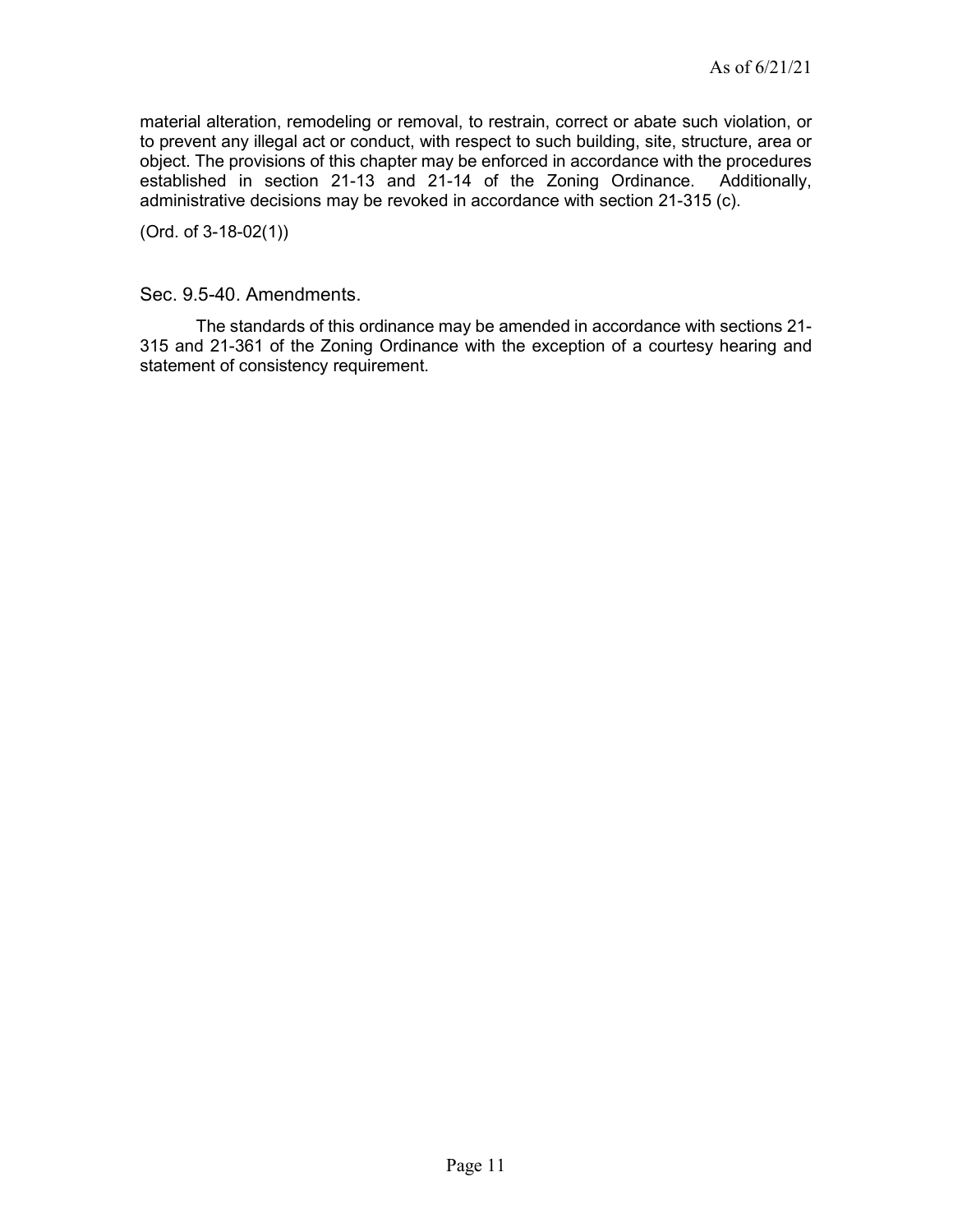material alteration, remodeling or removal, to restrain, correct or abate such violation, or to prevent any illegal act or conduct, with respect to such building, site, structure, area or object. The provisions of this chapter may be enforced in accordance with the procedures established in section 21-13 and 21-14 of the Zoning Ordinance. Additionally, administrative decisions may be revoked in accordance with section 21-315 (c).

(Ord. of 3-18-02(1))

## Sec. 9.5-40. Amendments.

The standards of this ordinance may be amended in accordance with sections 21-315 and 21-361 of the Zoning Ordinance with the exception of a courtesy hearing and statement of consistency requirement.